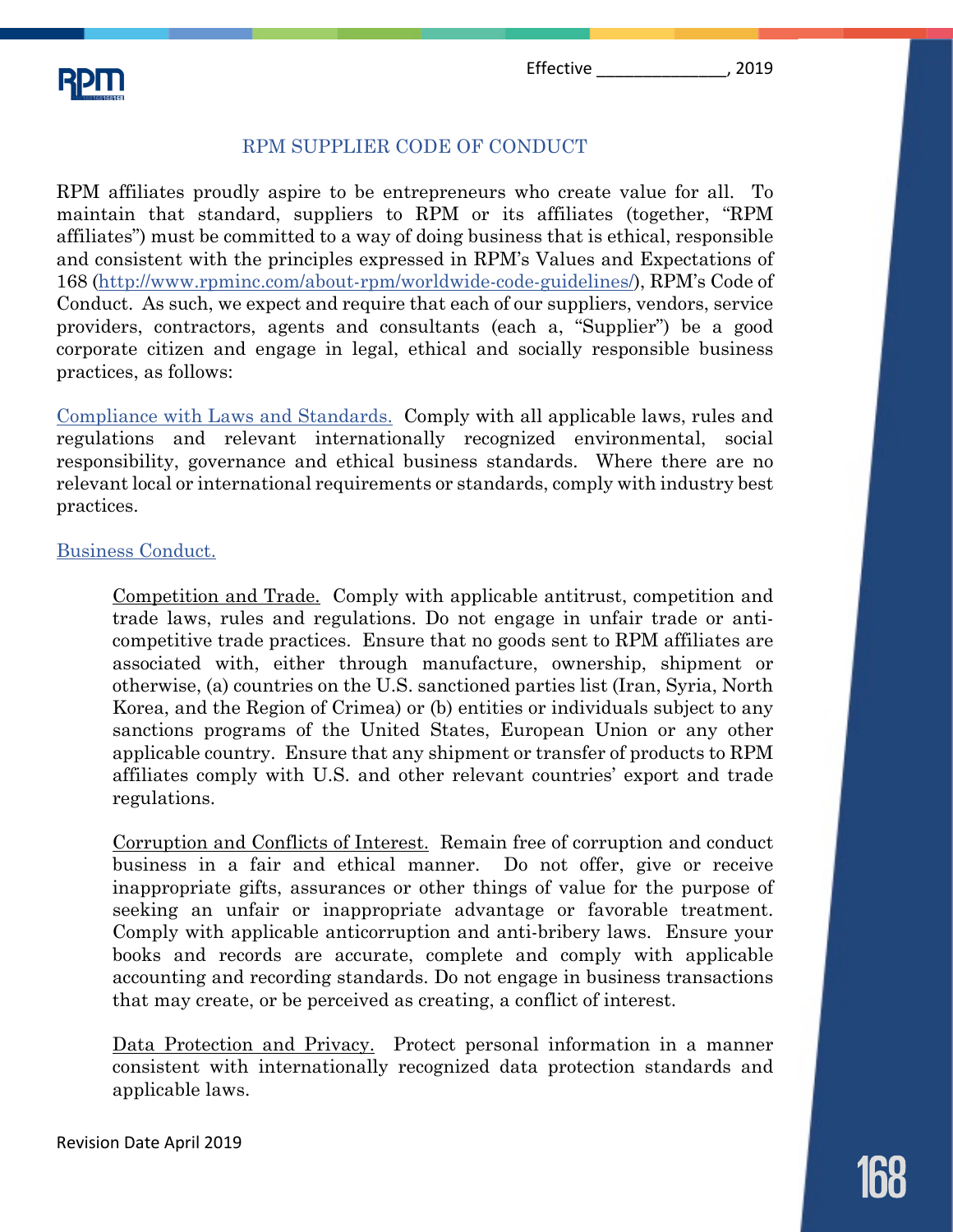Effective _______________, 2019

# RPM SUPPLIER CODE OF CONDUCT

RPM affiliates proudly aspire to be entrepreneurs who create value for all. To maintain that standard, suppliers to RPM or its affiliates (together, "RPM affiliates") must be committed to a way of doing business that is ethical, responsible and consistent with the principles expressed in RPM's Values and Expectations of 168 (http://www.rpminc.com/about-rpm/worldwide-code-guidelines/), RPM's Code of Conduct. As such, we expect and require that each of our suppliers, vendors, service providers, contractors, agents and consultants (each a, "Supplier") be a good corporate citizen and engage in legal, ethical and socially responsible business practices, as follows:

Compliance with Laws and Standards. Comply with all applicable laws, rules and regulations and relevant internationally recognized environmental, social responsibility, governance and ethical business standards. Where there are no relevant local or international requirements or standards, comply with industry best practices.

Business Conduct.

Competition and Trade. Comply with applicable antitrust, competition and trade laws, rules and regulations. Do not engage in unfair trade or anti-competitive trade practices. Ensure that no goods sent to RPM affiliates are associated with, either through manufacture, ownership, shipment or otherwise, (a) countries on the U.S. sanctioned parties list (Iran, Syria, North Korea, and the Region of Crimea) or (b) entities or individuals subject to any sanctions programs of the United States, European Union or any other applicable country. Ensure that any shipment or transfer of products to RPM affiliates comply with U.S. and other relevant countries' export and trade regulations.

Corruption and Conflicts of Interest. Remain free of corruption and conduct business in a fair and ethical manner. Do not offer, give or receive inappropriate gifts, assurances or other things of value for the purpose of seeking an unfair or inappropriate advantage or favorable treatment. Comply with applicable anticorruption and anti-bribery laws. Ensure your books and records are accurate, complete and comply with applicable accounting and recording standards. Do not engage in business transactions that may create, or be perceived as creating, a conflict of interest.

Data Protection and Privacy. Protect personal information in a manner consistent with internationally recognized data protection standards and applicable laws.

Revision Date April 2019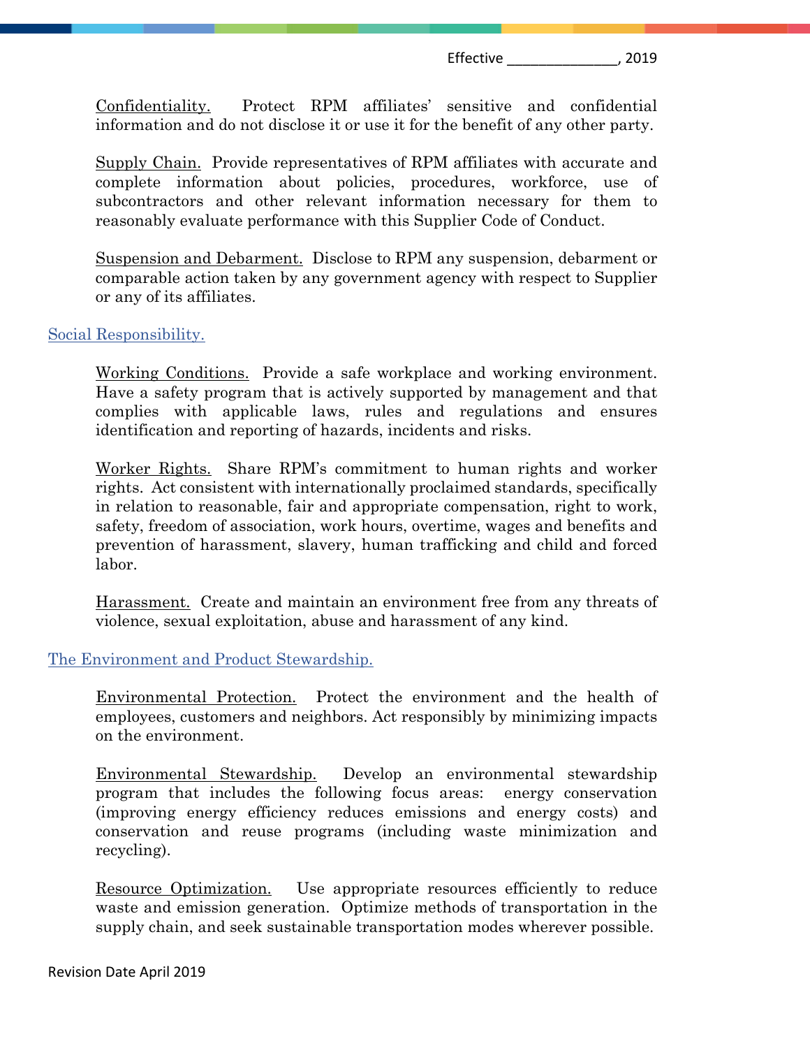Confidentiality. Protect RPM affiliates' sensitive and confidential information and do not disclose it or use it for the benefit of any other party.

Supply Chain. Provide representatives of RPM affiliates with accurate and complete information about policies, procedures, workforce, use of subcontractors and other relevant information necessary for them to reasonably evaluate performance with this Supplier Code of Conduct.

Suspension and Debarment. Disclose to RPM any suspension, debarment or comparable action taken by any government agency with respect to Supplier or any of its affiliates.

## Social Responsibility.

Working Conditions. Provide a safe workplace and working environment. Have a safety program that is actively supported by management and that complies with applicable laws, rules and regulations and ensures identification and reporting of hazards, incidents and risks.

Worker Rights. Share RPM's commitment to human rights and worker rights. Act consistent with internationally proclaimed standards, specifically in relation to reasonable, fair and appropriate compensation, right to work, safety, freedom of association, work hours, overtime, wages and benefits and prevention of harassment, slavery, human trafficking and child and forced labor.

Harassment. Create and maintain an environment free from any threats of violence, sexual exploitation, abuse and harassment of any kind.

## The Environment and Product Stewardship.

Environmental Protection. Protect the environment and the health of employees, customers and neighbors. Act responsibly by minimizing impacts on the environment.

Environmental Stewardship. Develop an environmental stewardship program that includes the following focus areas: energy conservation (improving energy efficiency reduces emissions and energy costs) and conservation and reuse programs (including waste minimization and recycling).

Resource Optimization. Use appropriate resources efficiently to reduce waste and emission generation. Optimize methods of transportation in the supply chain, and seek sustainable transportation modes wherever possible.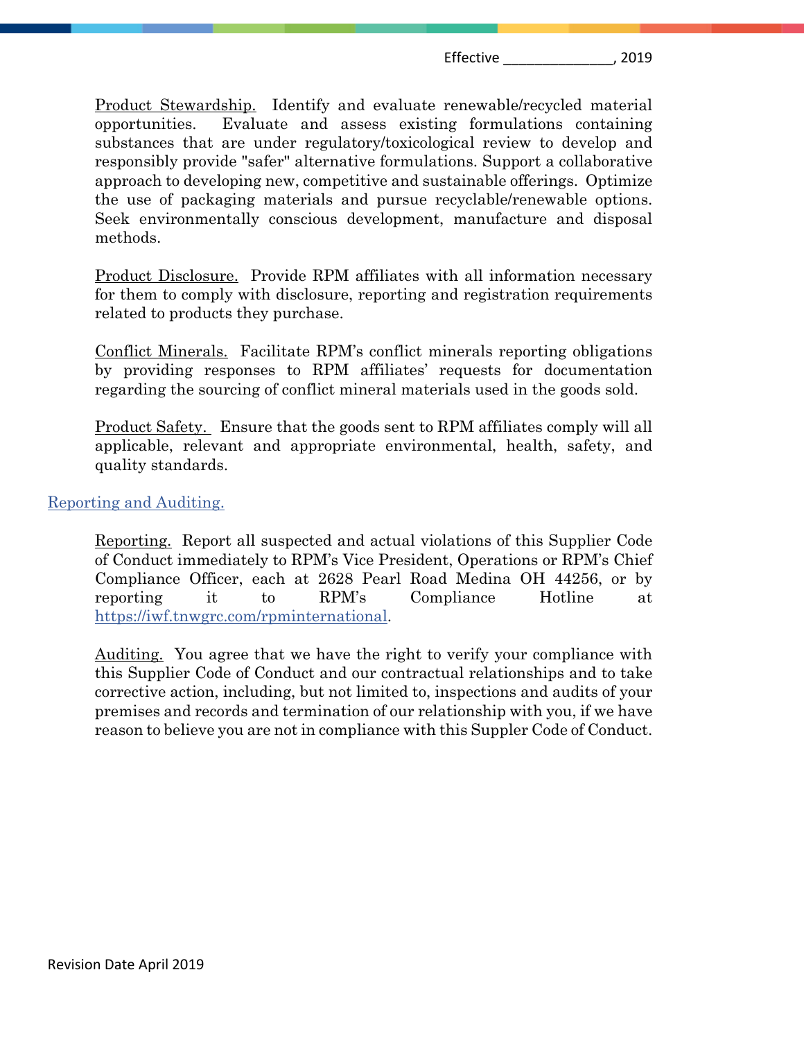Product Stewardship. Identify and evaluate renewable/recycled material opportunities. Evaluate and assess existing formulations containing substances that are under regulatory/toxicological review to develop and responsibly provide "safer" alternative formulations. Support a collaborative approach to developing new, competitive and sustainable offerings. Optimize the use of packaging materials and pursue recyclable/renewable options. Seek environmentally conscious development, manufacture and disposal methods.

Product Disclosure. Provide RPM affiliates with all information necessary for them to comply with disclosure, reporting and registration requirements related to products they purchase.

Conflict Minerals. Facilitate RPM's conflict minerals reporting obligations by providing responses to RPM affiliates' requests for documentation regarding the sourcing of conflict mineral materials used in the goods sold.

Product Safety. Ensure that the goods sent to RPM affiliates comply will all applicable, relevant and appropriate environmental, health, safety, and quality standards.

## Reporting and Auditing.

Reporting. Report all suspected and actual violations of this Supplier Code of Conduct immediately to RPM's Vice President, Operations or RPM's Chief Compliance Officer, each at 2628 Pearl Road Medina OH 44256, or by reporting it to RPM's Compliance Hotline at https://iwf.tnwgrc.com/rpminternational.

Auditing. You agree that we have the right to verify your compliance with this Supplier Code of Conduct and our contractual relationships and to take corrective action, including, but not limited to, inspections and audits of your premises and records and termination of our relationship with you, if we have reason to believe you are not in compliance with this Suppler Code of Conduct.